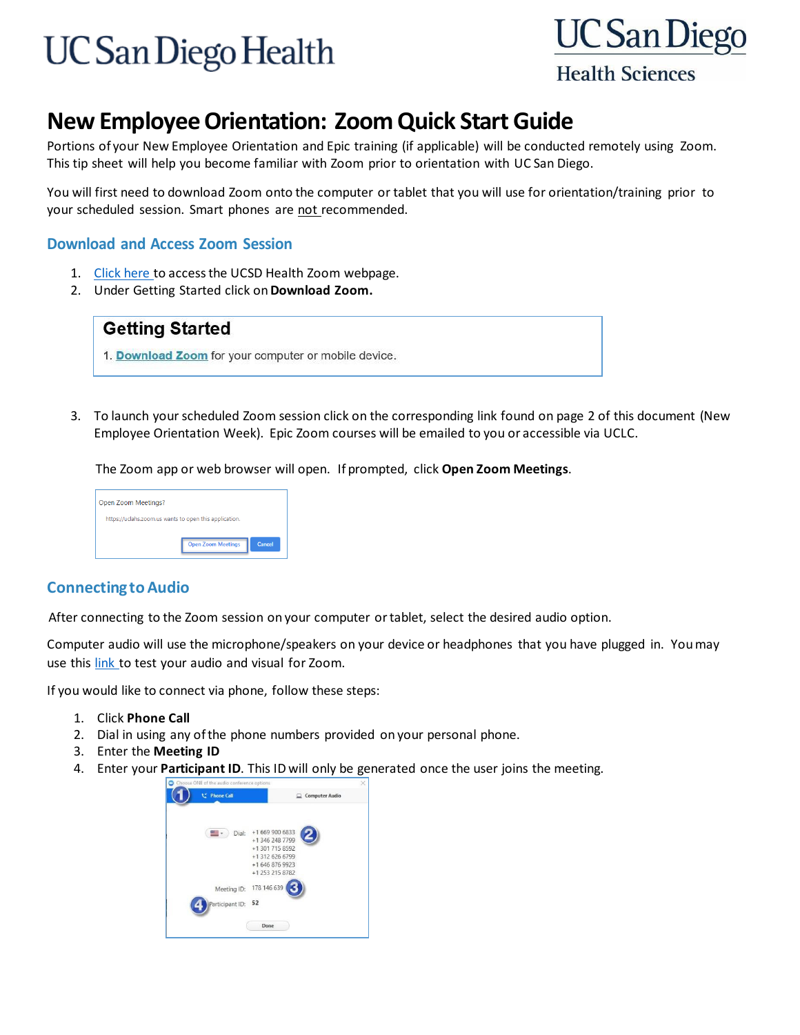# New Employee Orientation: Zoom Quick Start Guide

Portions of your New Employee Orientation and Epic training (if applicable) will be conducted remotely using Zoom. This tip sheet will help you become familiar with Zoom prior to orientation with UC San Diego.

You will first need to download Zoom onto the computer or tablet that you will use for orientation/training prior to your scheduled session. Smart phones are not recommended.

## Download and Access Zoom Session

1. Click here to access the UCSD Health Zoom webpage.
2. Under Getting Started click on **Download Zoom.**

> **Getting Started**
>
> 1. Download Zoom for your computer or mobile device.

3. To launch your scheduled Zoom session click on the corresponding link found on page 2 of this document (New Employee Orientation Week). Epic Zoom courses will be emailed to you or accessible via UCLC.

   The Zoom app or web browser will open. If prompted, click **Open Zoom Meetings**.

> Open Zoom Meetings?
>
> https://uclahs.zoom.us wants to open this application.
>
> Open Zoom Meetings | Cancel

## Connecting to Audio

After connecting to the Zoom session on your computer or tablet, select the desired audio option.

Computer audio will use the microphone/speakers on your device or headphones that you have plugged in. You may use this link to test your audio and visual for Zoom.

If you would like to connect via phone, follow these steps:

1. Click **Phone Call**
2. Dial in using any of the phone numbers provided on your personal phone.
3. Enter the **Meeting ID**
4. Enter your **Participant ID**. This ID will only be generated once the user joins the meeting.

> Choose ONE of the audio conference options
>
> (1) Phone Call | Computer Audio
>
> Dial: +1 669 900 6833, +1 346 248 7799, +1 301 715 8592, +1 312 626 6799, +1 646 876 9923, +1 253 215 8782 (2)
>
> Meeting ID: 178 146 639 (3)
>
> (4) Participant ID: 52
>
> Done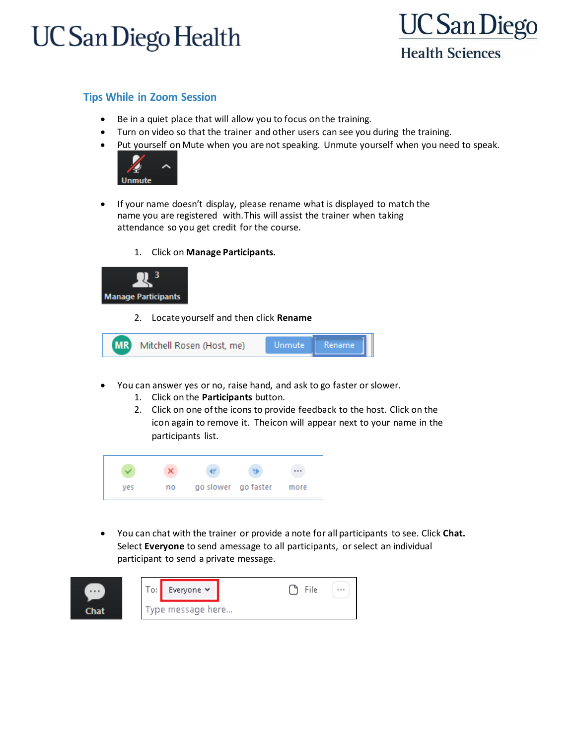## Tips While in Zoom Session

- Be in a quiet place that will allow you to focus on the training.
- Turn on video so that the trainer and other users can see you during the training.
- Put yourself on Mute when you are not speaking. Unmute yourself when you need to speak.

Unmute

- If your name doesn't display, please rename what is displayed to match the name you are registered with. This will assist the trainer when taking attendance so you get credit for the course.

  1. Click on **Manage Participants.**

Manage Participants

  2. Locate yourself and then click **Rename**

MR Mitchell Rosen (Host, me) Unmute Rename

- You can answer yes or no, raise hand, and ask to go faster or slower.
  1. Click on the **Participants** button.
  2. Click on one of the icons to provide feedback to the host. Click on the icon again to remove it. The icon will appear next to your name in the participants list.

yes no go slower go faster more

- You can chat with the trainer or provide a note for all participants to see. Click **Chat.** Select **Everyone** to send a message to all participants, or select an individual participant to send a private message.

Chat

To: Everyone File

Type message here...